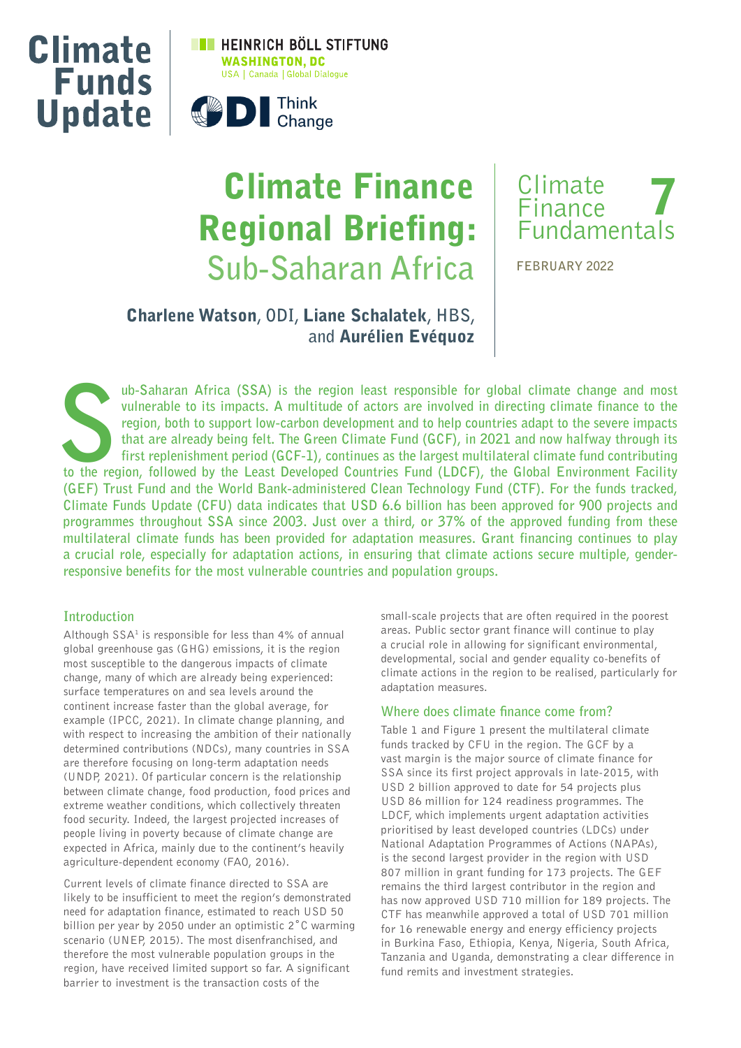Climate Funds Update

HEINRICH BÖLL STIFTUNG WASHINGTON, DC
USA | Canada | Global Dialogue

ODI Think Change

# Climate Finance Regional Briefing: Sub-Saharan Africa

Climate Finance Fundamentals 7

FEBRUARY 2022

**Charlene Watson**, ODI, **Liane Schalatek**, HBS, and **Aurélien Evéquoz**

**Sub-Saharan Africa (SSA) is the region least responsible for global climate change and most vulnerable to its impacts. A multitude of actors are involved in directing climate finance to the region, both to support low-carbon development and to help countries adapt to the severe impacts that are already being felt. The Green Climate Fund (GCF), in 2021 and now halfway through its first replenishment period (GCF-1), continues as the largest multilateral climate fund contributing to the region, followed by the Least Developed Countries Fund (LDCF), the Global Environment Facility (GEF) Trust Fund and the World Bank-administered Clean Technology Fund (CTF). For the funds tracked, Climate Funds Update (CFU) data indicates that USD 6.6 billion has been approved for 900 projects and programmes throughout SSA since 2003. Just over a third, or 37% of the approved funding from these multilateral climate funds has been provided for adaptation measures. Grant financing continues to play a crucial role, especially for adaptation actions, in ensuring that climate actions secure multiple, gender-responsive benefits for the most vulnerable countries and population groups.**

## Introduction

Although SSA[1] is responsible for less than 4% of annual global greenhouse gas (GHG) emissions, it is the region most susceptible to the dangerous impacts of climate change, many of which are already being experienced: surface temperatures on and sea levels around the continent increase faster than the global average, for example (IPCC, 2021). In climate change planning, and with respect to increasing the ambition of their nationally determined contributions (NDCs), many countries in SSA are therefore focusing on long-term adaptation needs (UNDP, 2021). Of particular concern is the relationship between climate change, food production, food prices and extreme weather conditions, which collectively threaten food security. Indeed, the largest projected increases of people living in poverty because of climate change are expected in Africa, mainly due to the continent's heavily agriculture-dependent economy (FAO, 2016).

Current levels of climate finance directed to SSA are likely to be insufficient to meet the region's demonstrated need for adaptation finance, estimated to reach USD 50 billion per year by 2050 under an optimistic 2°C warming scenario (UNEP, 2015). The most disenfranchised, and therefore the most vulnerable population groups in the region, have received limited support so far. A significant barrier to investment is the transaction costs of the small-scale projects that are often required in the poorest areas. Public sector grant finance will continue to play a crucial role in allowing for significant environmental, developmental, social and gender equality co-benefits of climate actions in the region to be realised, particularly for adaptation measures.

## Where does climate finance come from?

Table 1 and Figure 1 present the multilateral climate funds tracked by CFU in the region. The GCF by a vast margin is the major source of climate finance for SSA since its first project approvals in late-2015, with USD 2 billion approved to date for 54 projects plus USD 86 million for 124 readiness programmes. The LDCF, which implements urgent adaptation activities prioritised by least developed countries (LDCs) under National Adaptation Programmes of Actions (NAPAs), is the second largest provider in the region with USD 807 million in grant funding for 173 projects. The GEF remains the third largest contributor in the region and has now approved USD 710 million for 189 projects. The CTF has meanwhile approved a total of USD 701 million for 16 renewable energy and energy efficiency projects in Burkina Faso, Ethiopia, Kenya, Nigeria, South Africa, Tanzania and Uganda, demonstrating a clear difference in fund remits and investment strategies.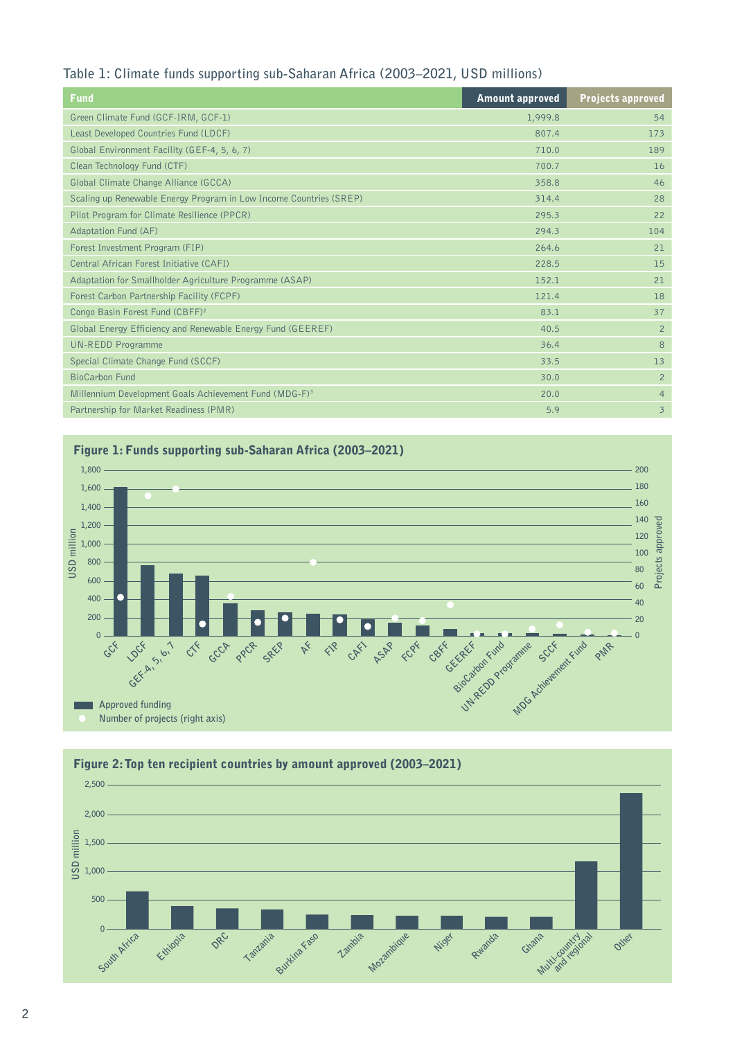### Table 1: Climate funds supporting sub-Saharan Africa (2003–2021, USD millions)

| Fund | Amount approved | Projects approved |
|---|---|---|
| Green Climate Fund (GCF-IRM, GCF-1) | 1,999.8 | 54 |
| Least Developed Countries Fund (LDCF) | 807.4 | 173 |
| Global Environment Facility (GEF-4, 5, 6, 7) | 710.0 | 189 |
| Clean Technology Fund (CTF) | 700.7 | 16 |
| Global Climate Change Alliance (GCCA) | 358.8 | 46 |
| Scaling up Renewable Energy Program in Low Income Countries (SREP) | 314.4 | 28 |
| Pilot Program for Climate Resilience (PPCR) | 295.3 | 22 |
| Adaptation Fund (AF) | 294.3 | 104 |
| Forest Investment Program (FIP) | 264.6 | 21 |
| Central African Forest Initiative (CAFI) | 228.5 | 15 |
| Adaptation for Smallholder Agriculture Programme (ASAP) | 152.1 | 21 |
| Forest Carbon Partnership Facility (FCPF) | 121.4 | 18 |
| Congo Basin Forest Fund (CBFF)[2] | 83.1 | 37 |
| Global Energy Efficiency and Renewable Energy Fund (GEEREF) | 40.5 | 2 |
| UN-REDD Programme | 36.4 | 8 |
| Special Climate Change Fund (SCCF) | 33.5 | 13 |
| BioCarbon Fund | 30.0 | 2 |
| Millennium Development Goals Achievement Fund (MDG-F)[3] | 20.0 | 4 |
| Partnership for Market Readiness (PMR) | 5.9 | 3 |

### Figure 1: Funds supporting sub-Saharan Africa (2003–2021)

### Figure 2: Top ten recipient countries by amount approved (2003–2021)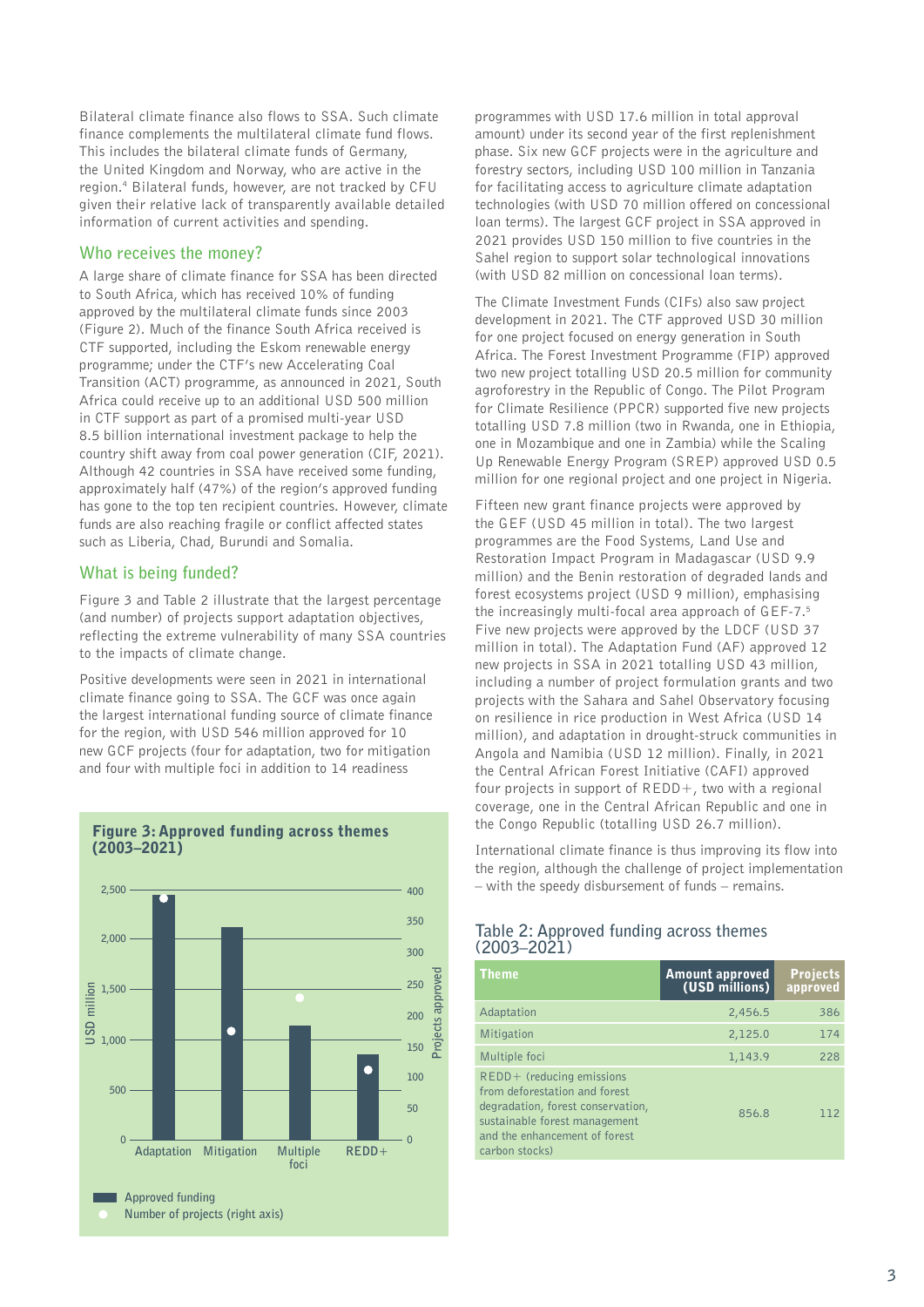Bilateral climate finance also flows to SSA. Such climate finance complements the multilateral climate fund flows. This includes the bilateral climate funds of Germany, the United Kingdom and Norway, who are active in the region.[4] Bilateral funds, however, are not tracked by CFU given their relative lack of transparently available detailed information of current activities and spending.

## Who receives the money?

A large share of climate finance for SSA has been directed to South Africa, which has received 10% of funding approved by the multilateral climate funds since 2003 (Figure 2). Much of the finance South Africa received is CTF supported, including the Eskom renewable energy programme; under the CTF's new Accelerating Coal Transition (ACT) programme, as announced in 2021, South Africa could receive up to an additional USD 500 million in CTF support as part of a promised multi-year USD 8.5 billion international investment package to help the country shift away from coal power generation (CIF, 2021). Although 42 countries in SSA have received some funding, approximately half (47%) of the region's approved funding has gone to the top ten recipient countries. However, climate funds are also reaching fragile or conflict affected states such as Liberia, Chad, Burundi and Somalia.

## What is being funded?

Figure 3 and Table 2 illustrate that the largest percentage (and number) of projects support adaptation objectives, reflecting the extreme vulnerability of many SSA countries to the impacts of climate change.

Positive developments were seen in 2021 in international climate finance going to SSA. The GCF was once again the largest international funding source of climate finance for the region, with USD 546 million approved for 10 new GCF projects (four for adaptation, two for mitigation and four with multiple foci in addition to 14 readiness programmes with USD 17.6 million in total approval amount) under its second year of the first replenishment phase. Six new GCF projects were in the agriculture and forestry sectors, including USD 100 million in Tanzania for facilitating access to agriculture climate adaptation technologies (with USD 70 million offered on concessional loan terms). The largest GCF project in SSA approved in 2021 provides USD 150 million to five countries in the Sahel region to support solar technological innovations (with USD 82 million on concessional loan terms).

The Climate Investment Funds (CIFs) also saw project development in 2021. The CTF approved USD 30 million for one project focused on energy generation in South Africa. The Forest Investment Programme (FIP) approved two new project totalling USD 20.5 million for community agroforestry in the Republic of Congo. The Pilot Program for Climate Resilience (PPCR) supported five new projects totalling USD 7.8 million (two in Rwanda, one in Ethiopia, one in Mozambique and one in Zambia) while the Scaling Up Renewable Energy Program (SREP) approved USD 0.5 million for one regional project and one project in Nigeria.

Fifteen new grant finance projects were approved by the GEF (USD 45 million in total). The two largest programmes are the Food Systems, Land Use and Restoration Impact Program in Madagascar (USD 9.9 million) and the Benin restoration of degraded lands and forest ecosystems project (USD 9 million), emphasising the increasingly multi-focal area approach of GEF-7.[5] Five new projects were approved by the LDCF (USD 37 million in total). The Adaptation Fund (AF) approved 12 new projects in SSA in 2021 totalling USD 43 million, including a number of project formulation grants and two projects with the Sahara and Sahel Observatory focusing on resilience in rice production in West Africa (USD 14 million), and adaptation in drought-struck communities in Angola and Namibia (USD 12 million). Finally, in 2021 the Central African Forest Initiative (CAFI) approved four projects in support of REDD+, two with a regional coverage, one in the Central African Republic and one in the Congo Republic (totalling USD 26.7 million).

International climate finance is thus improving its flow into the region, although the challenge of project implementation – with the speedy disbursement of funds – remains.

**Figure 3: Approved funding across themes (2003–2021)**

| Theme | Approved funding (USD million) | Number of projects (right axis) |
|---|---|---|
| Adaptation | 2,456.5 | 386 |
| Mitigation | 2,125.0 | 174 |
| Multiple foci | 1,143.9 | 228 |
| REDD+ | 856.8 | 112 |

Table 2: Approved funding across themes (2003–2021)

| Theme | Amount approved (USD millions) | Projects approved |
|---|---|---|
| Adaptation | 2,456.5 | 386 |
| Mitigation | 2,125.0 | 174 |
| Multiple foci | 1,143.9 | 228 |
| REDD+ (reducing emissions from deforestation and forest degradation, forest conservation, sustainable forest management and the enhancement of forest carbon stocks) | 856.8 | 112 |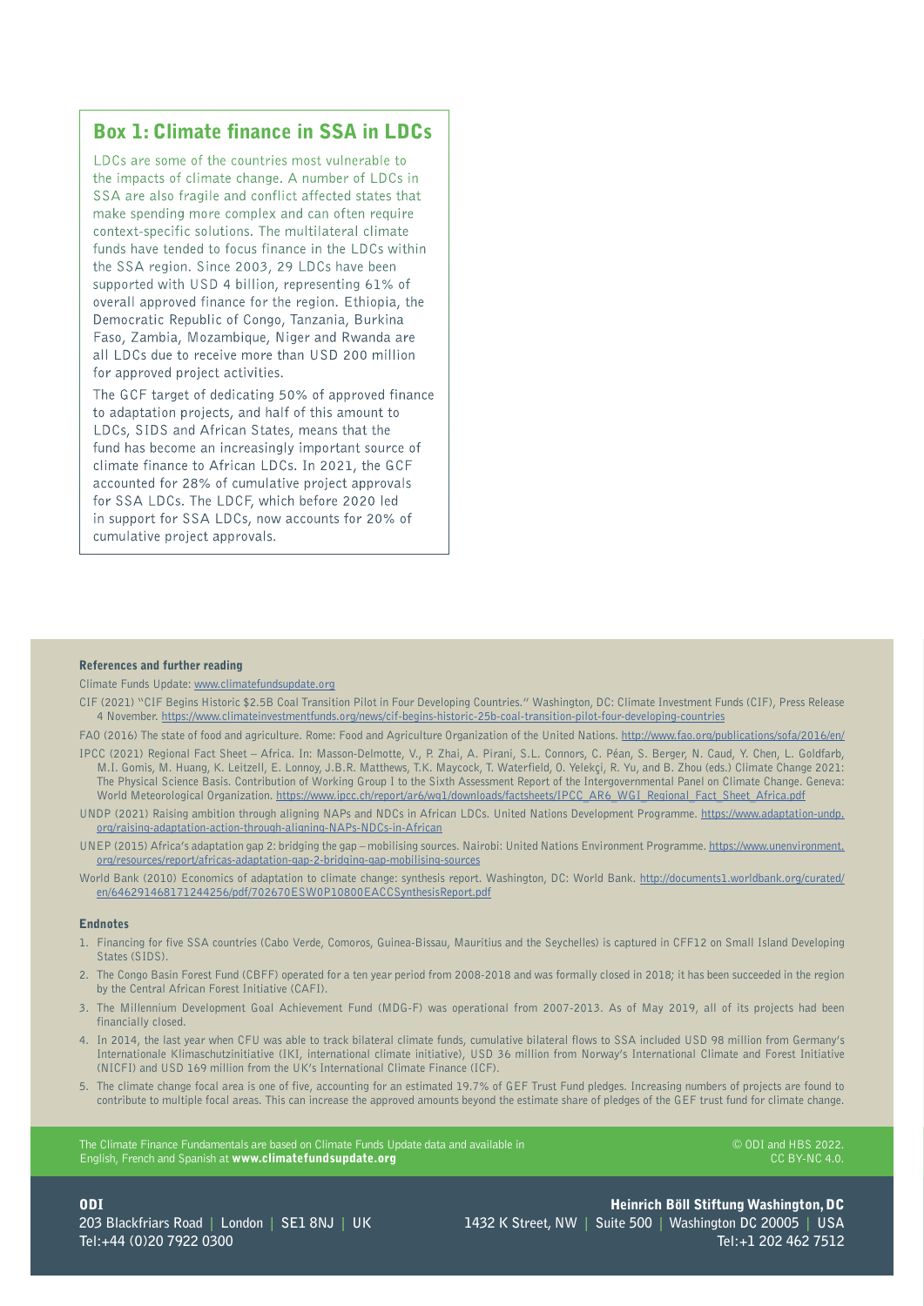## Box 1: Climate finance in SSA in LDCs

LDCs are some of the countries most vulnerable to the impacts of climate change. A number of LDCs in SSA are also fragile and conflict affected states that make spending more complex and can often require context-specific solutions. The multilateral climate funds have tended to focus finance in the LDCs within the SSA region. Since 2003, 29 LDCs have been supported with USD 4 billion, representing 61% of overall approved finance for the region. Ethiopia, the Democratic Republic of Congo, Tanzania, Burkina Faso, Zambia, Mozambique, Niger and Rwanda are all LDCs due to receive more than USD 200 million for approved project activities.

The GCF target of dedicating 50% of approved finance to adaptation projects, and half of this amount to LDCs, SIDS and African States, means that the fund has become an increasingly important source of climate finance to African LDCs. In 2021, the GCF accounted for 28% of cumulative project approvals for SSA LDCs. The LDCF, which before 2020 led in support for SSA LDCs, now accounts for 20% of cumulative project approvals.

### References and further reading

Climate Funds Update: www.climatefundsupdate.org

CIF (2021) "CIF Begins Historic $2.5B Coal Transition Pilot in Four Developing Countries." Washington, DC: Climate Investment Funds (CIF), Press Release 4 November. https://www.climateinvestmentfunds.org/news/cif-begins-historic-25b-coal-transition-pilot-four-developing-countries

FAO (2016) The state of food and agriculture. Rome: Food and Agriculture Organization of the United Nations. http://www.fao.org/publications/sofa/2016/en/

IPCC (2021) Regional Fact Sheet – Africa. In: Masson-Delmotte, V., P. Zhai, A. Pirani, S.L. Connors, C. Péan, S. Berger, N. Caud, Y. Chen, L. Goldfarb, M.I. Gomis, M. Huang, K. Leitzell, E. Lonnoy, J.B.R. Matthews, T.K. Maycock, T. Waterfield, O. Yelekçi, R. Yu, and B. Zhou (eds.) Climate Change 2021: The Physical Science Basis. Contribution of Working Group I to the Sixth Assessment Report of the Intergovernmental Panel on Climate Change. Geneva: World Meteorological Organization. https://www.ipcc.ch/report/ar6/wg1/downloads/factsheets/IPCC_AR6_WGI_Regional_Fact_Sheet_Africa.pdf

UNDP (2021) Raising ambition through aligning NAPs and NDCs in African LDCs. United Nations Development Programme. https://www.adaptation-undp.org/raising-adaptation-action-through-aligning-NAPs-NDCs-in-African

UNEP (2015) Africa's adaptation gap 2: bridging the gap – mobilising sources. Nairobi: United Nations Environment Programme. https://www.unenvironment.org/resources/report/africas-adaptation-gap-2-bridging-gap-mobilising-sources

World Bank (2010) Economics of adaptation to climate change: synthesis report. Washington, DC: World Bank. http://documents1.worldbank.org/curated/en/646291468171244256/pdf/702670ESW0P10800EACCSynthesisReport.pdf

### Endnotes

1. Financing for five SSA countries (Cabo Verde, Comoros, Guinea-Bissau, Mauritius and the Seychelles) is captured in CFF12 on Small Island Developing States (SIDS).
2. The Congo Basin Forest Fund (CBFF) operated for a ten year period from 2008-2018 and was formally closed in 2018; it has been succeeded in the region by the Central African Forest Initiative (CAFI).
3. The Millennium Development Goal Achievement Fund (MDG-F) was operational from 2007-2013. As of May 2019, all of its projects had been financially closed.
4. In 2014, the last year when CFU was able to track bilateral climate funds, cumulative bilateral flows to SSA included USD 98 million from Germany's Internationale Klimaschutzinitiative (IKI, international climate initiative), USD 36 million from Norway's International Climate and Forest Initiative (NICFI) and USD 169 million from the UK's International Climate Finance (ICF).
5. The climate change focal area is one of five, accounting for an estimated 19.7% of GEF Trust Fund pledges. Increasing numbers of projects are found to contribute to multiple focal areas. This can increase the approved amounts beyond the estimate share of pledges of the GEF trust fund for climate change.

The Climate Finance Fundamentals are based on Climate Funds Update data and available in English, French and Spanish at **www.climatefundsupdate.org**

© ODI and HBS 2022.
CC BY-NC 4.0.

**ODI**
203 Blackfriars Road | London | SE1 8NJ | UK
Tel:+44 (0)20 7922 0300

**Heinrich Böll Stiftung Washington, DC**
1432 K Street, NW | Suite 500 | Washington DC 20005 | USA
Tel:+1 202 462 7512